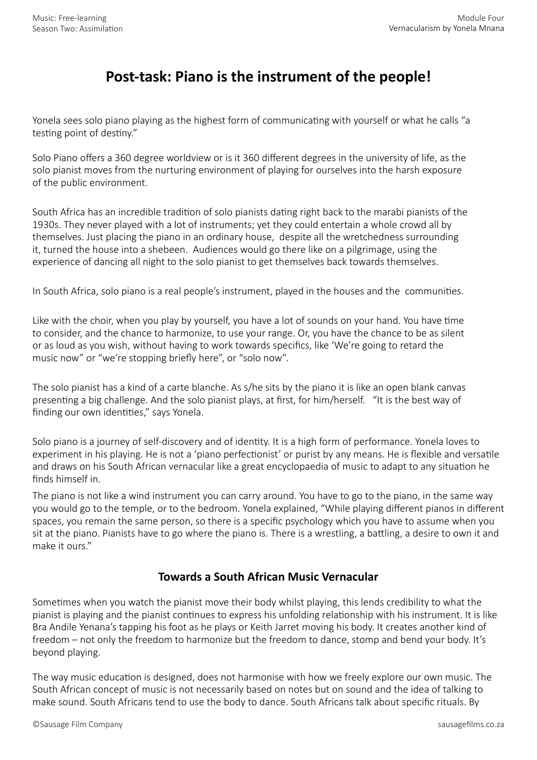# Post-task: Piano is the instrument of the people!

Yonela sees solo piano playing as the highest form of communicating with yourself or what he calls "a testing point of destiny."

Solo Piano offers a 360 degree worldview or is it 360 different degrees in the university of life, as the solo pianist moves from the nurturing environment of playing for ourselves into the harsh exposure of the public environment.

South Africa has an incredible tradition of solo pianists dating right back to the marabi pianists of the 1930s. They never played with a lot of instruments; yet they could entertain a whole crowd all by themselves. Just placing the piano in an ordinary house, despite all the wretchedness surrounding it, turned the house into a shebeen. Audiences would go there like on a pilgrimage, using the experience of dancing all night to the solo pianist to get themselves back towards themselves.

In South Africa, solo piano is a real people's instrument, played in the houses and the communities.

Like with the choir, when you play by yourself, you have a lot of sounds on your hand. You have time to consider, and the chance to harmonize, to use your range. Or, you have the chance to be as silent or as loud as you wish, without having to work towards specifics, like 'We're going to retard the music now" or "we're stopping briefly here", or "solo now".

The solo pianist has a kind of a carte blanche. As s/he sits by the piano it is like an open blank canvas presenting a big challenge. And the solo pianist plays, at first, for him/herself. "It is the best way of finding our own identities," says Yonela.

Solo piano is a journey of self-discovery and of identity. It is a high form of performance. Yonela loves to experiment in his playing. He is not a 'piano perfectionist' or purist by any means. He is flexible and versatile and draws on his South African vernacular like a great encyclopaedia of music to adapt to any situation he finds himself in.

The piano is not like a wind instrument you can carry around. You have to go to the piano, in the same way you would go to the temple, or to the bedroom. Yonela explained, "While playing different pianos in different spaces, you remain the same person, so there is a specific psychology which you have to assume when you sit at the piano. Pianists have to go where the piano is. There is a wrestling, a battling, a desire to own it and make it ours."

## Towards a South African Music Vernacular

Sometimes when you watch the pianist move their body whilst playing, this lends credibility to what the pianist is playing and the pianist continues to express his unfolding relationship with his instrument. It is like Bra Andile Yenana's tapping his foot as he plays or Keith Jarret moving his body. It creates another kind of freedom – not only the freedom to harmonize but the freedom to dance, stomp and bend your body. It's beyond playing.

The way music education is designed, does not harmonise with how we freely explore our own music. The South African concept of music is not necessarily based on notes but on sound and the idea of talking to make sound. South Africans tend to use the body to dance. South Africans talk about specific rituals. By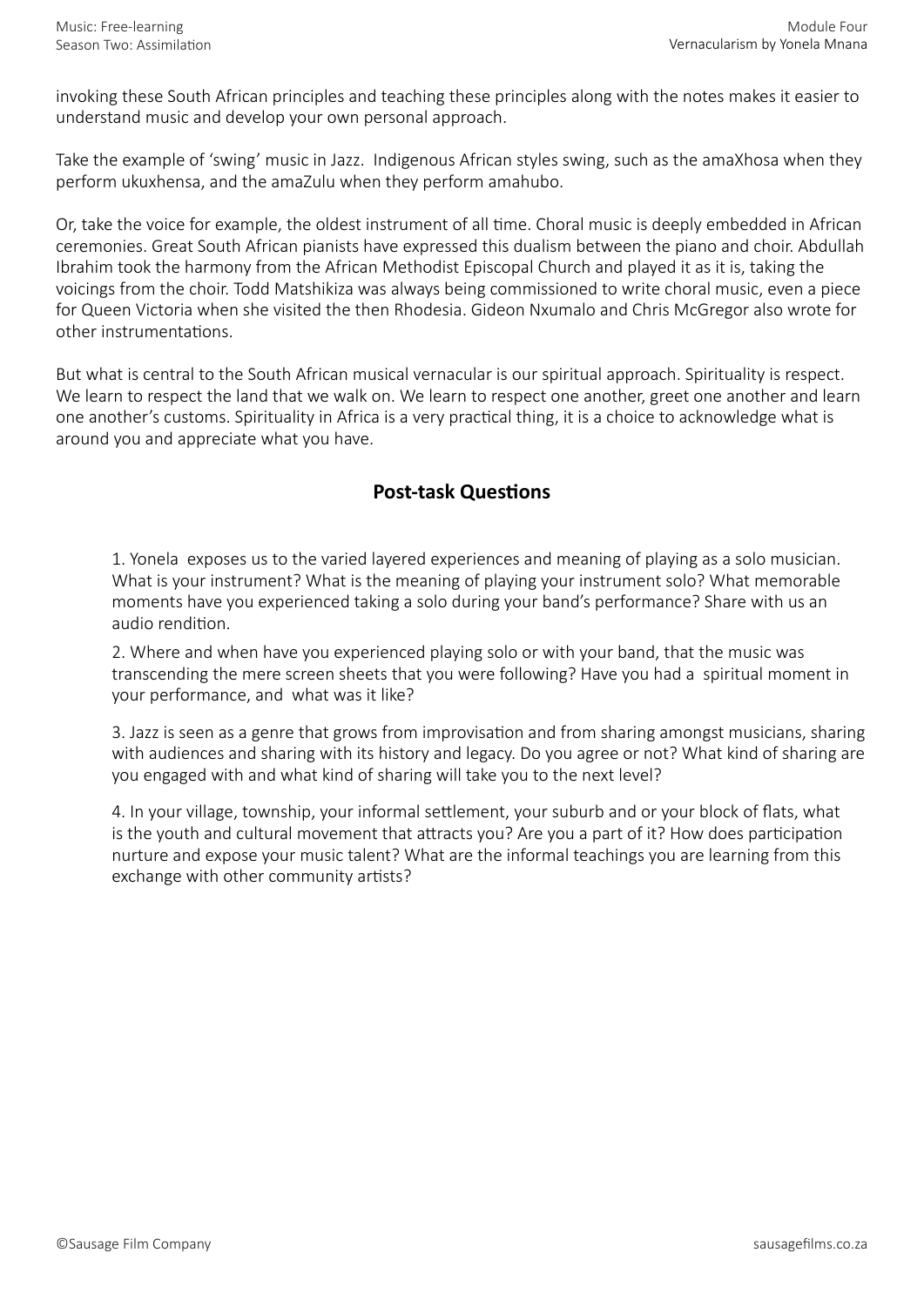invoking these South African principles and teaching these principles along with the notes makes it easier to understand music and develop your own personal approach.

Take the example of 'swing' music in Jazz. Indigenous African styles swing, such as the amaXhosa when they perform ukuxhensa, and the amaZulu when they perform amahubo.

Or, take the voice for example, the oldest instrument of all time. Choral music is deeply embedded in African ceremonies. Great South African pianists have expressed this dualism between the piano and choir. Abdullah Ibrahim took the harmony from the African Methodist Episcopal Church and played it as it is, taking the voicings from the choir. Todd Matshikiza was always being commissioned to write choral music, even a piece for Queen Victoria when she visited the then Rhodesia. Gideon Nxumalo and Chris McGregor also wrote for other instrumentations.

But what is central to the South African musical vernacular is our spiritual approach. Spirituality is respect. We learn to respect the land that we walk on. We learn to respect one another, greet one another and learn one another's customs. Spirituality in Africa is a very practical thing, it is a choice to acknowledge what is around you and appreciate what you have.

## Post-task Questions

1. Yonela exposes us to the varied layered experiences and meaning of playing as a solo musician. What is your instrument? What is the meaning of playing your instrument solo? What memorable moments have you experienced taking a solo during your band's performance? Share with us an audio rendition.

2. Where and when have you experienced playing solo or with your band, that the music was transcending the mere screen sheets that you were following? Have you had a spiritual moment in your performance, and what was it like?

3. Jazz is seen as a genre that grows from improvisation and from sharing amongst musicians, sharing with audiences and sharing with its history and legacy. Do you agree or not? What kind of sharing are you engaged with and what kind of sharing will take you to the next level?

4. In your village, township, your informal settlement, your suburb and or your block of flats, what is the youth and cultural movement that attracts you? Are you a part of it? How does participation nurture and expose your music talent? What are the informal teachings you are learning from this exchange with other community artists?